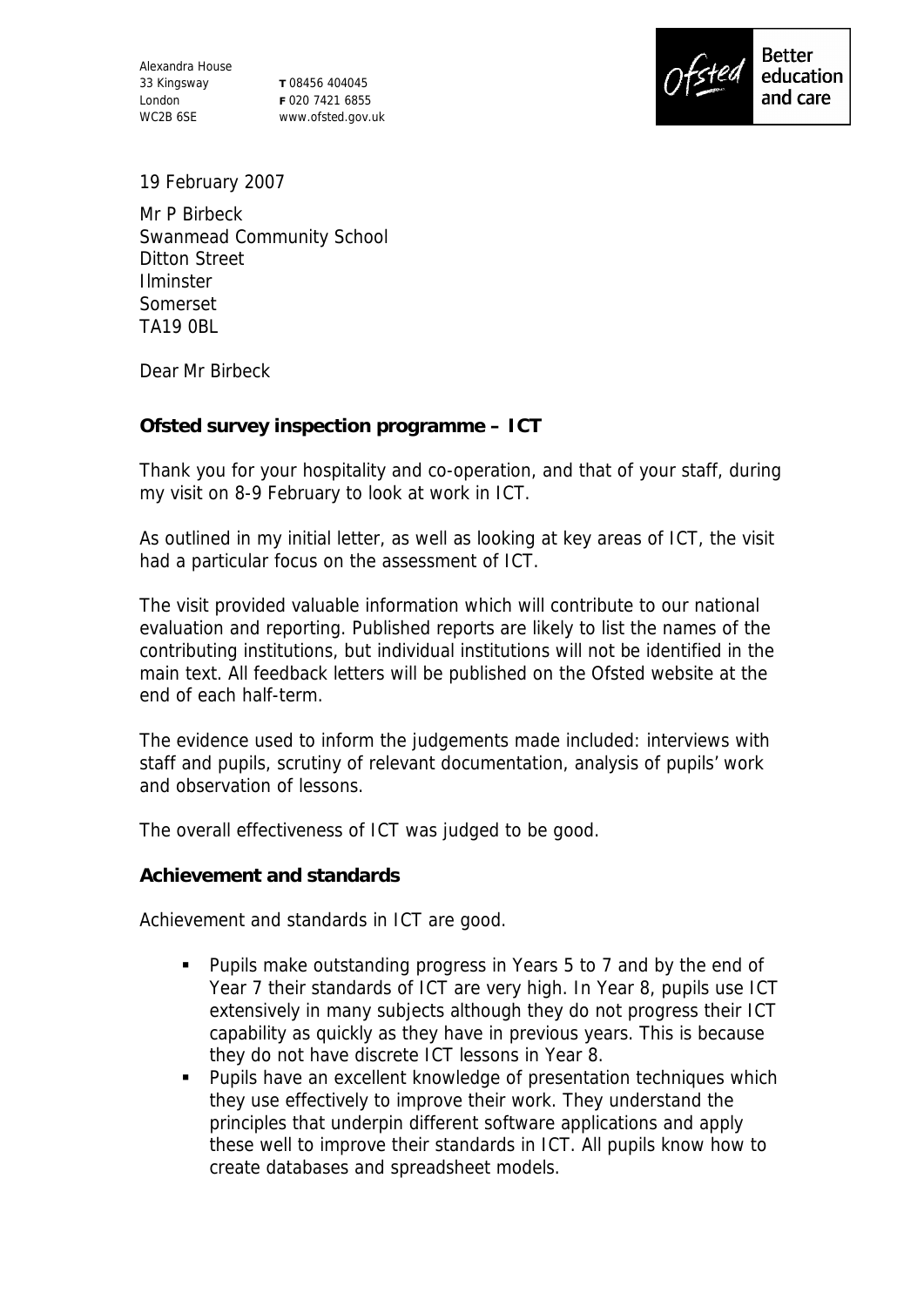Alexandra House
33 Kingsway
London
WC2B 6SE

T 08456 404045
F 020 7421 6855
www.ofsted.gov.uk

Ofsted Better education and care

19 February 2007

Mr P Birbeck
Swanmead Community School
Ditton Street
Ilminster
Somerset
TA19 0BL

Dear Mr Birbeck

**Ofsted survey inspection programme – ICT**

Thank you for your hospitality and co-operation, and that of your staff, during my visit on 8-9 February to look at work in ICT.

As outlined in my initial letter, as well as looking at key areas of ICT, the visit had a particular focus on the assessment of ICT.

The visit provided valuable information which will contribute to our national evaluation and reporting. Published reports are likely to list the names of the contributing institutions, but individual institutions will not be identified in the main text. All feedback letters will be published on the Ofsted website at the end of each half-term.

The evidence used to inform the judgements made included: interviews with staff and pupils, scrutiny of relevant documentation, analysis of pupils' work and observation of lessons.

The overall effectiveness of ICT was judged to be good.

**Achievement and standards**

Achievement and standards in ICT are good.

- Pupils make outstanding progress in Years 5 to 7 and by the end of Year 7 their standards of ICT are very high. In Year 8, pupils use ICT extensively in many subjects although they do not progress their ICT capability as quickly as they have in previous years. This is because they do not have discrete ICT lessons in Year 8.
- Pupils have an excellent knowledge of presentation techniques which they use effectively to improve their work. They understand the principles that underpin different software applications and apply these well to improve their standards in ICT. All pupils know how to create databases and spreadsheet models.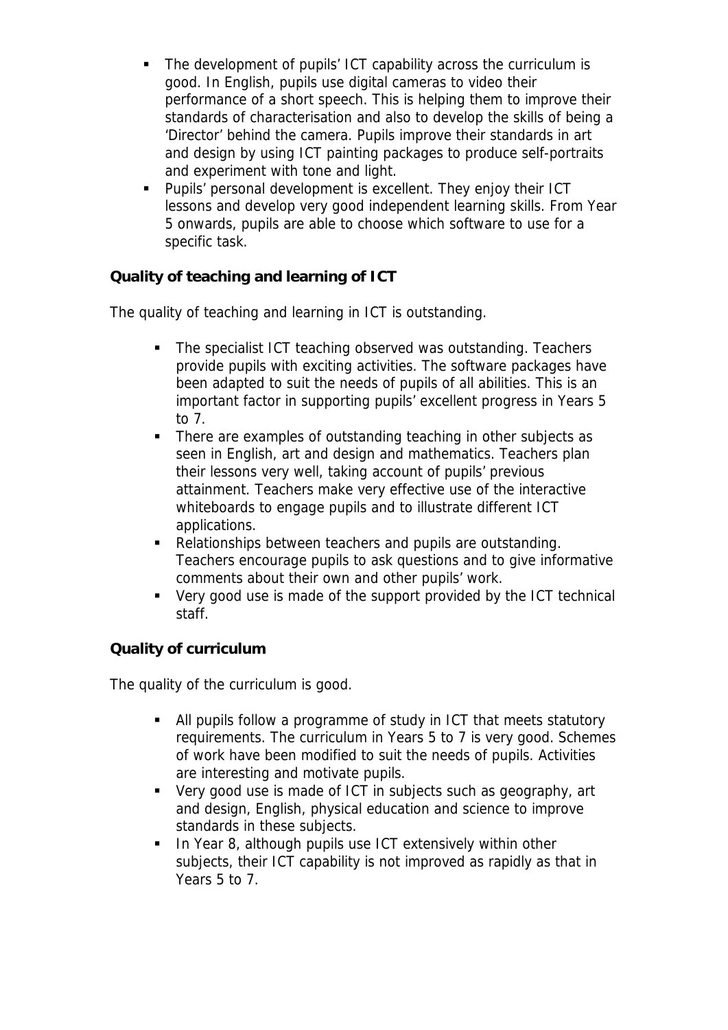- The development of pupils' ICT capability across the curriculum is good. In English, pupils use digital cameras to video their performance of a short speech. This is helping them to improve their standards of characterisation and also to develop the skills of being a 'Director' behind the camera. Pupils improve their standards in art and design by using ICT painting packages to produce self-portraits and experiment with tone and light.
- Pupils' personal development is excellent. They enjoy their ICT lessons and develop very good independent learning skills. From Year 5 onwards, pupils are able to choose which software to use for a specific task.

**Quality of teaching and learning of ICT**

The quality of teaching and learning in ICT is outstanding.

- The specialist ICT teaching observed was outstanding. Teachers provide pupils with exciting activities. The software packages have been adapted to suit the needs of pupils of all abilities. This is an important factor in supporting pupils' excellent progress in Years 5 to 7.
- There are examples of outstanding teaching in other subjects as seen in English, art and design and mathematics. Teachers plan their lessons very well, taking account of pupils' previous attainment. Teachers make very effective use of the interactive whiteboards to engage pupils and to illustrate different ICT applications.
- Relationships between teachers and pupils are outstanding. Teachers encourage pupils to ask questions and to give informative comments about their own and other pupils' work.
- Very good use is made of the support provided by the ICT technical staff.

**Quality of curriculum**

The quality of the curriculum is good.

- All pupils follow a programme of study in ICT that meets statutory requirements. The curriculum in Years 5 to 7 is very good. Schemes of work have been modified to suit the needs of pupils. Activities are interesting and motivate pupils.
- Very good use is made of ICT in subjects such as geography, art and design, English, physical education and science to improve standards in these subjects.
- In Year 8, although pupils use ICT extensively within other subjects, their ICT capability is not improved as rapidly as that in Years 5 to 7.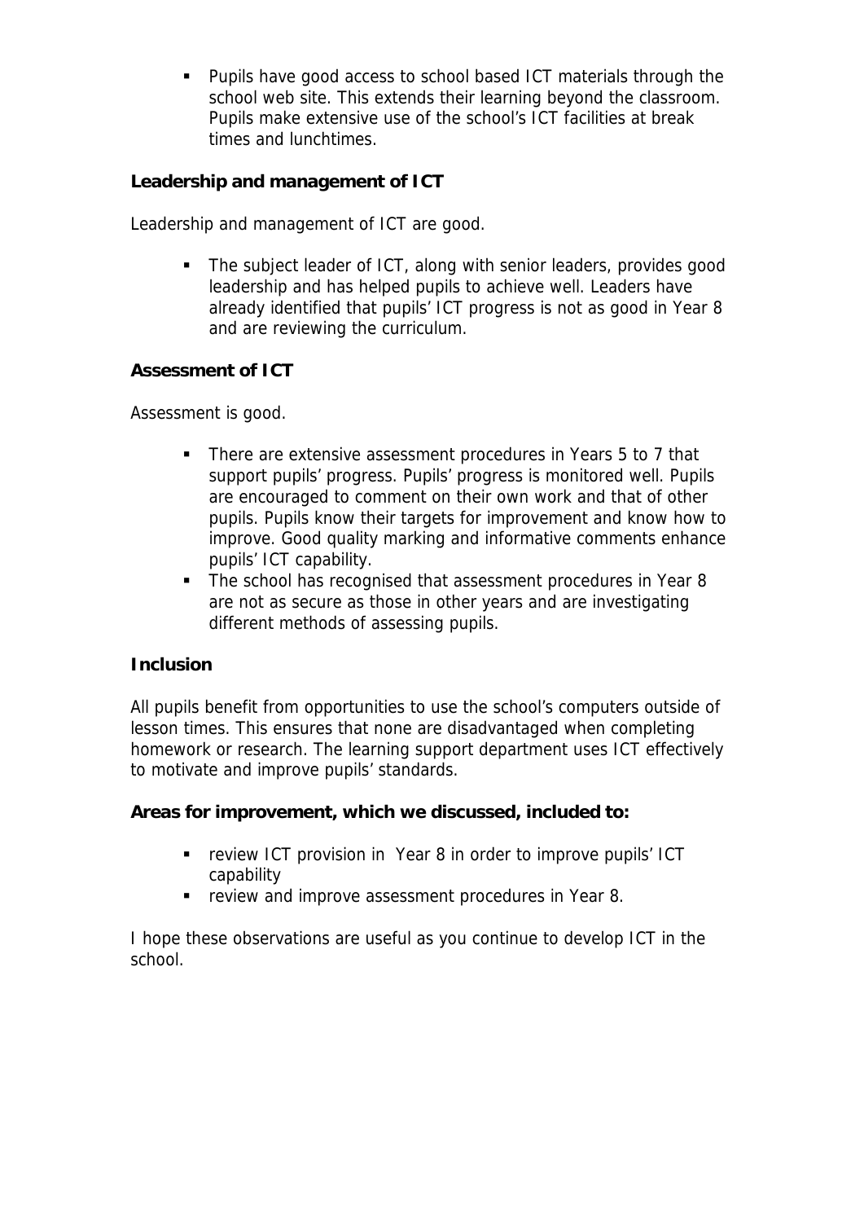- Pupils have good access to school based ICT materials through the school web site. This extends their learning beyond the classroom. Pupils make extensive use of the school's ICT facilities at break times and lunchtimes.

**Leadership and management of ICT**

Leadership and management of ICT are good.

- The subject leader of ICT, along with senior leaders, provides good leadership and has helped pupils to achieve well. Leaders have already identified that pupils' ICT progress is not as good in Year 8 and are reviewing the curriculum.

**Assessment of ICT**

Assessment is good.

- There are extensive assessment procedures in Years 5 to 7 that support pupils' progress. Pupils' progress is monitored well. Pupils are encouraged to comment on their own work and that of other pupils. Pupils know their targets for improvement and know how to improve. Good quality marking and informative comments enhance pupils' ICT capability.
- The school has recognised that assessment procedures in Year 8 are not as secure as those in other years and are investigating different methods of assessing pupils.

**Inclusion**

All pupils benefit from opportunities to use the school's computers outside of lesson times. This ensures that none are disadvantaged when completing homework or research. The learning support department uses ICT effectively to motivate and improve pupils' standards.

**Areas for improvement, which we discussed, included to:**

- review ICT provision in Year 8 in order to improve pupils' ICT capability
- review and improve assessment procedures in Year 8.

I hope these observations are useful as you continue to develop ICT in the school.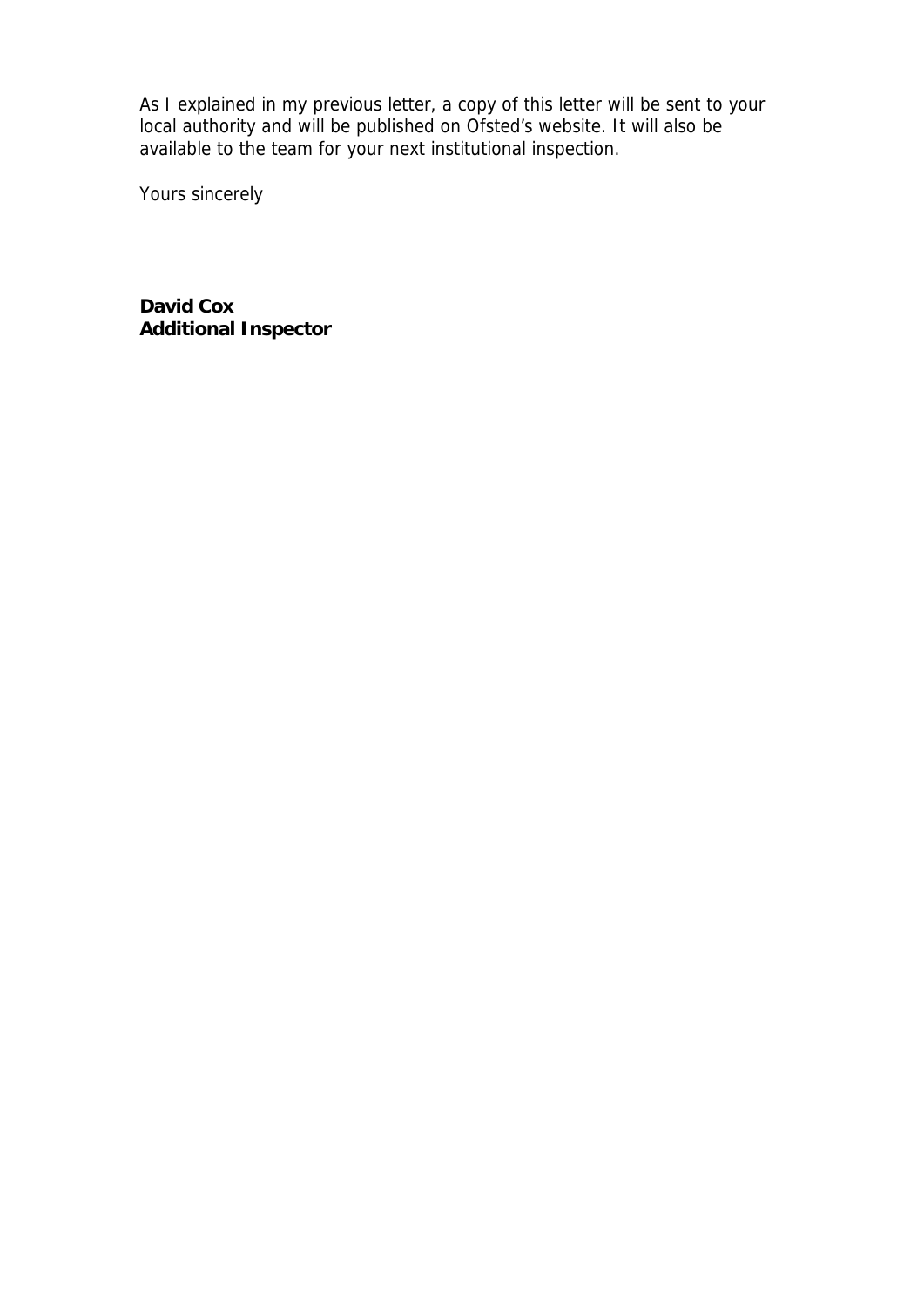As I explained in my previous letter, a copy of this letter will be sent to your local authority and will be published on Ofsted's website. It will also be available to the team for your next institutional inspection.

Yours sincerely

**David Cox**
**Additional Inspector**